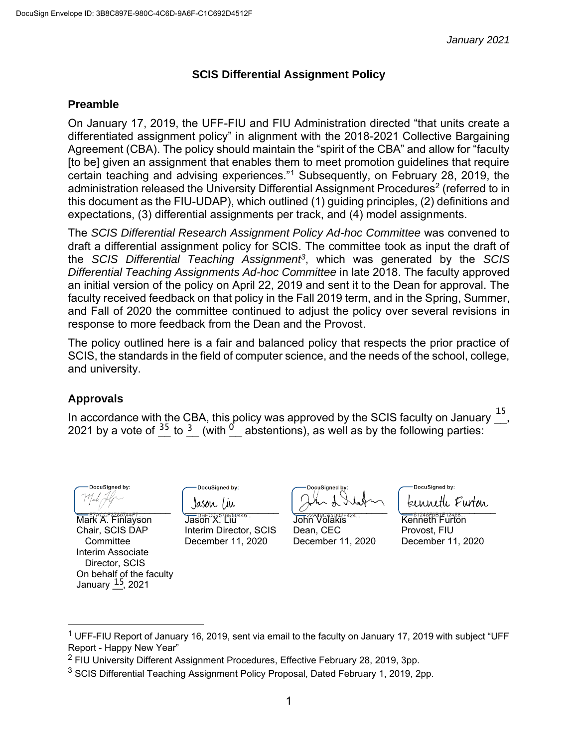DocuSign Envelope ID: 3B8C897E-980C-4C6D-9A6F-C1C692D4512F

*January 2021*

# SCIS Differential Assignment Policy

## Preamble

On January 17, 2019, the UFF-FIU and FIU Administration directed "that units create a differentiated assignment policy" in alignment with the 2018-2021 Collective Bargaining Agreement (CBA). The policy should maintain the "spirit of the CBA" and allow for "faculty [to be] given an assignment that enables them to meet promotion guidelines that require certain teaching and advising experiences."[1] Subsequently, on February 28, 2019, the administration released the University Differential Assignment Procedures[2] (referred to in this document as the FIU-UDAP), which outlined (1) guiding principles, (2) definitions and expectations, (3) differential assignments per track, and (4) model assignments.

The *SCIS Differential Research Assignment Policy Ad-hoc Committee* was convened to draft a differential assignment policy for SCIS. The committee took as input the draft of the *SCIS Differential Teaching Assignment*[3], which was generated by the *SCIS Differential Teaching Assignments Ad-hoc Committee* in late 2018. The faculty approved an initial version of the policy on April 22, 2019 and sent it to the Dean for approval. The faculty received feedback on that policy in the Fall 2019 term, and in the Spring, Summer, and Fall of 2020 the committee continued to adjust the policy over several revisions in response to more feedback from the Dean and the Provost.

The policy outlined here is a fair and balanced policy that respects the prior practice of SCIS, the standards in the field of computer science, and the needs of the school, college, and university.

## Approvals

In accordance with the CBA, this policy was approved by the SCIS faculty on January 15, 2021 by a vote of 35 to 3 (with 0 abstentions), as well as by the following parties:

| DocuSigned by: | DocuSigned by: | DocuSigned by: | DocuSigned by: |
|---|---|---|---|
| Mark A. Finlayson | Jason X. Liu | John Volakis | Kenneth Furton |
| Chair, SCIS DAP Committee | Interim Director, SCIS | Dean, CEC | Provost, FIU |
| Interim Associate Director, SCIS | December 11, 2020 | December 11, 2020 | December 11, 2020 |
| On behalf of the faculty January 15, 2021 | | | |

---

[1] UFF-FIU Report of January 16, 2019, sent via email to the faculty on January 17, 2019 with subject "UFF Report - Happy New Year"

[2] FIU University Different Assignment Procedures, Effective February 28, 2019, 3pp.

[3] SCIS Differential Teaching Assignment Policy Proposal, Dated February 1, 2019, 2pp.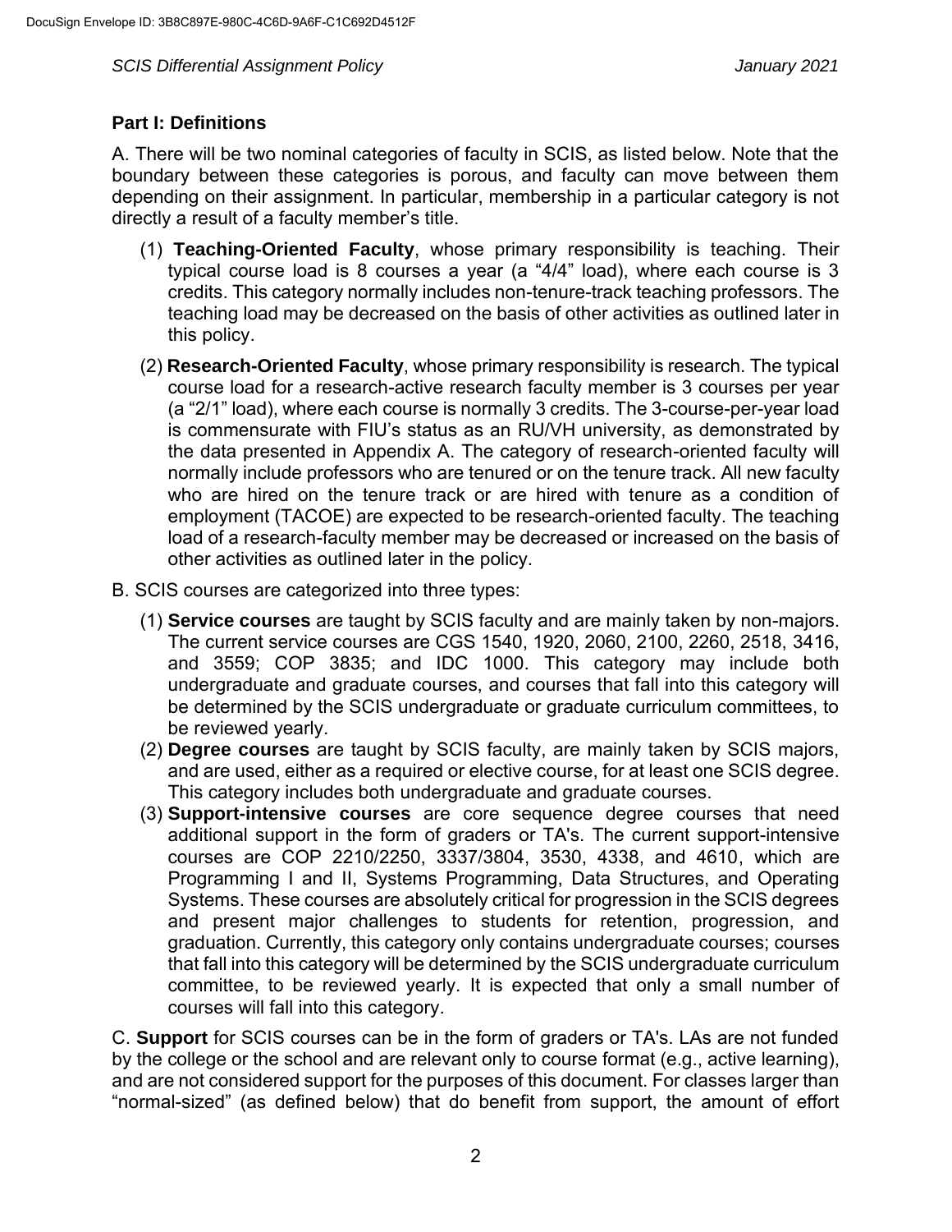## Part I: Definitions

A. There will be two nominal categories of faculty in SCIS, as listed below. Note that the boundary between these categories is porous, and faculty can move between them depending on their assignment. In particular, membership in a particular category is not directly a result of a faculty member's title.

(1) **Teaching-Oriented Faculty**, whose primary responsibility is teaching. Their typical course load is 8 courses a year (a "4/4" load), where each course is 3 credits. This category normally includes non-tenure-track teaching professors. The teaching load may be decreased on the basis of other activities as outlined later in this policy.

(2) **Research-Oriented Faculty**, whose primary responsibility is research. The typical course load for a research-active research faculty member is 3 courses per year (a "2/1" load), where each course is normally 3 credits. The 3-course-per-year load is commensurate with FIU's status as an RU/VH university, as demonstrated by the data presented in Appendix A. The category of research-oriented faculty will normally include professors who are tenured or on the tenure track. All new faculty who are hired on the tenure track or are hired with tenure as a condition of employment (TACOE) are expected to be research-oriented faculty. The teaching load of a research-faculty member may be decreased or increased on the basis of other activities as outlined later in the policy.

B. SCIS courses are categorized into three types:

(1) **Service courses** are taught by SCIS faculty and are mainly taken by non-majors. The current service courses are CGS 1540, 1920, 2060, 2100, 2260, 2518, 3416, and 3559; COP 3835; and IDC 1000. This category may include both undergraduate and graduate courses, and courses that fall into this category will be determined by the SCIS undergraduate or graduate curriculum committees, to be reviewed yearly.

(2) **Degree courses** are taught by SCIS faculty, are mainly taken by SCIS majors, and are used, either as a required or elective course, for at least one SCIS degree. This category includes both undergraduate and graduate courses.

(3) **Support-intensive courses** are core sequence degree courses that need additional support in the form of graders or TA's. The current support-intensive courses are COP 2210/2250, 3337/3804, 3530, 4338, and 4610, which are Programming I and II, Systems Programming, Data Structures, and Operating Systems. These courses are absolutely critical for progression in the SCIS degrees and present major challenges to students for retention, progression, and graduation. Currently, this category only contains undergraduate courses; courses that fall into this category will be determined by the SCIS undergraduate curriculum committee, to be reviewed yearly. It is expected that only a small number of courses will fall into this category.

C. **Support** for SCIS courses can be in the form of graders or TA's. LAs are not funded by the college or the school and are relevant only to course format (e.g., active learning), and are not considered support for the purposes of this document. For classes larger than "normal-sized" (as defined below) that do benefit from support, the amount of effort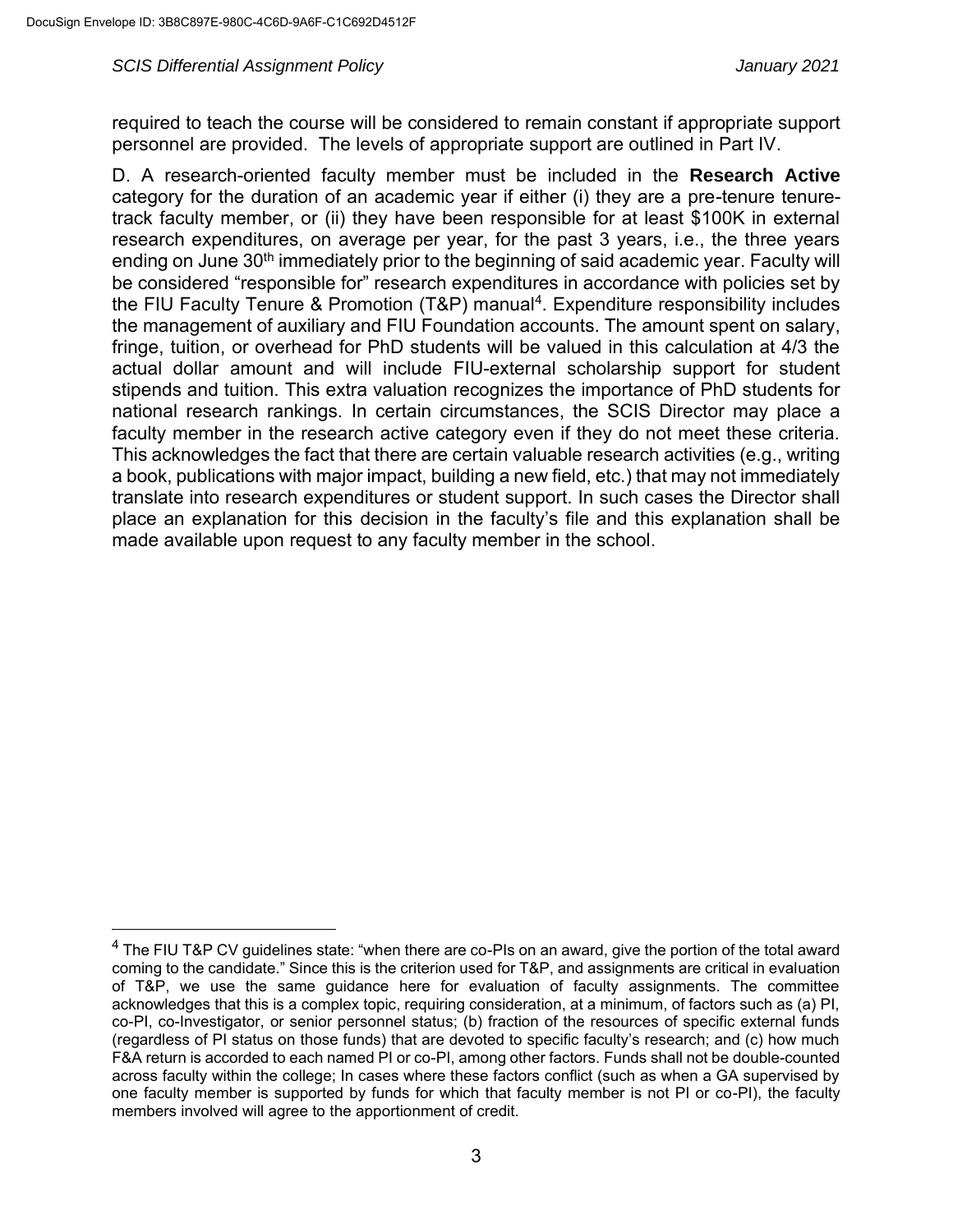required to teach the course will be considered to remain constant if appropriate support personnel are provided. The levels of appropriate support are outlined in Part IV.

D. A research-oriented faculty member must be included in the **Research Active** category for the duration of an academic year if either (i) they are a pre-tenure tenure-track faculty member, or (ii) they have been responsible for at least $100K in external research expenditures, on average per year, for the past 3 years, i.e., the three years ending on June 30th immediately prior to the beginning of said academic year. Faculty will be considered "responsible for" research expenditures in accordance with policies set by the FIU Faculty Tenure & Promotion (T&P) manual[4]. Expenditure responsibility includes the management of auxiliary and FIU Foundation accounts. The amount spent on salary, fringe, tuition, or overhead for PhD students will be valued in this calculation at 4/3 the actual dollar amount and will include FIU-external scholarship support for student stipends and tuition. This extra valuation recognizes the importance of PhD students for national research rankings. In certain circumstances, the SCIS Director may place a faculty member in the research active category even if they do not meet these criteria. This acknowledges the fact that there are certain valuable research activities (e.g., writing a book, publications with major impact, building a new field, etc.) that may not immediately translate into research expenditures or student support. In such cases the Director shall place an explanation for this decision in the faculty's file and this explanation shall be made available upon request to any faculty member in the school.

---

[4] The FIU T&P CV guidelines state: "when there are co-PIs on an award, give the portion of the total award coming to the candidate." Since this is the criterion used for T&P, and assignments are critical in evaluation of T&P, we use the same guidance here for evaluation of faculty assignments. The committee acknowledges that this is a complex topic, requiring consideration, at a minimum, of factors such as (a) PI, co-PI, co-Investigator, or senior personnel status; (b) fraction of the resources of specific external funds (regardless of PI status on those funds) that are devoted to specific faculty's research; and (c) how much F&A return is accorded to each named PI or co-PI, among other factors. Funds shall not be double-counted across faculty within the college; In cases where these factors conflict (such as when a GA supervised by one faculty member is supported by funds for which that faculty member is not PI or co-PI), the faculty members involved will agree to the apportionment of credit.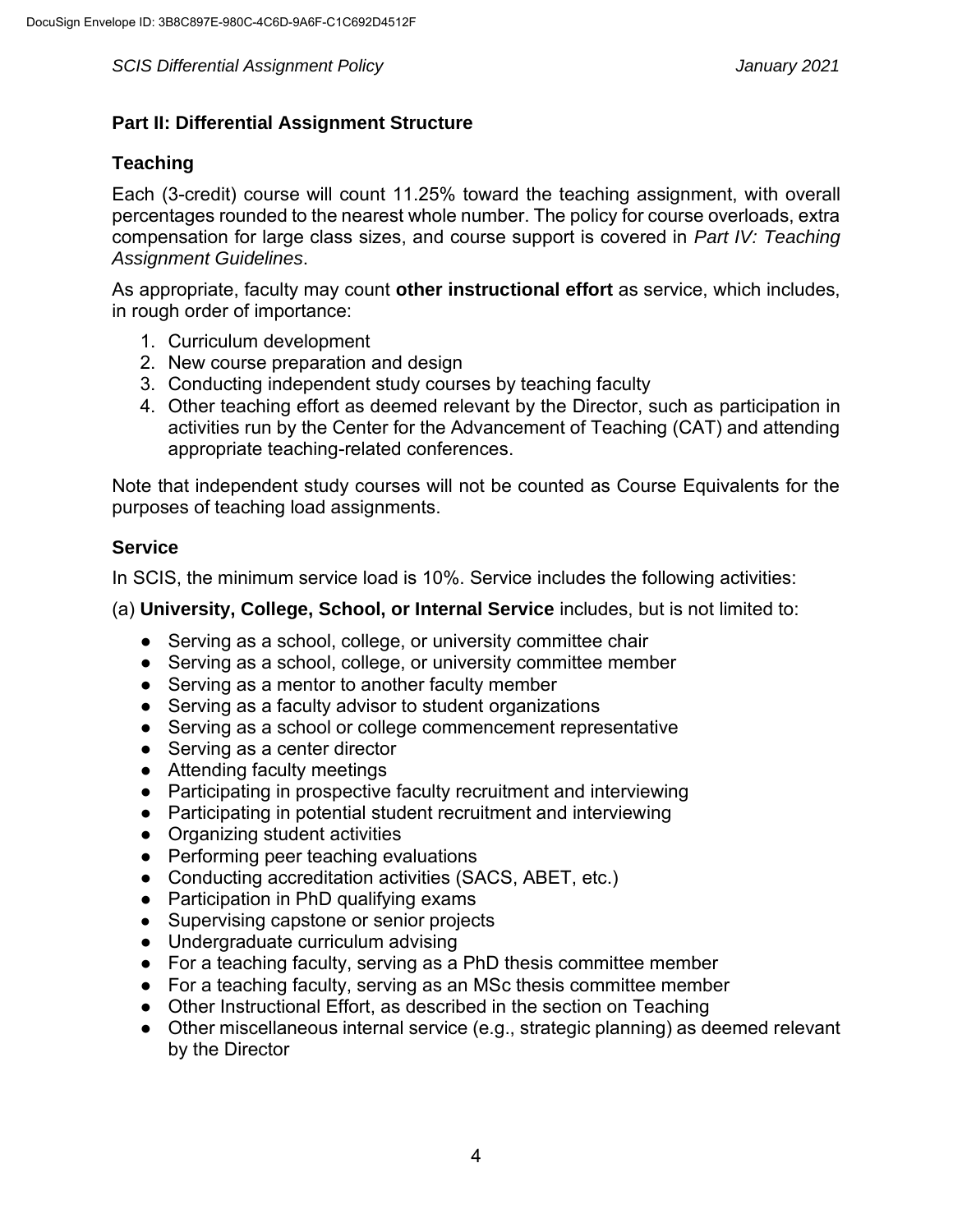## Part II: Differential Assignment Structure

### Teaching

Each (3-credit) course will count 11.25% toward the teaching assignment, with overall percentages rounded to the nearest whole number. The policy for course overloads, extra compensation for large class sizes, and course support is covered in *Part IV: Teaching Assignment Guidelines*.

As appropriate, faculty may count **other instructional effort** as service, which includes, in rough order of importance:

1. Curriculum development
2. New course preparation and design
3. Conducting independent study courses by teaching faculty
4. Other teaching effort as deemed relevant by the Director, such as participation in activities run by the Center for the Advancement of Teaching (CAT) and attending appropriate teaching-related conferences.

Note that independent study courses will not be counted as Course Equivalents for the purposes of teaching load assignments.

### Service

In SCIS, the minimum service load is 10%. Service includes the following activities:

(a) **University, College, School, or Internal Service** includes, but is not limited to:

- Serving as a school, college, or university committee chair
- Serving as a school, college, or university committee member
- Serving as a mentor to another faculty member
- Serving as a faculty advisor to student organizations
- Serving as a school or college commencement representative
- Serving as a center director
- Attending faculty meetings
- Participating in prospective faculty recruitment and interviewing
- Participating in potential student recruitment and interviewing
- Organizing student activities
- Performing peer teaching evaluations
- Conducting accreditation activities (SACS, ABET, etc.)
- Participation in PhD qualifying exams
- Supervising capstone or senior projects
- Undergraduate curriculum advising
- For a teaching faculty, serving as a PhD thesis committee member
- For a teaching faculty, serving as an MSc thesis committee member
- Other Instructional Effort, as described in the section on Teaching
- Other miscellaneous internal service (e.g., strategic planning) as deemed relevant by the Director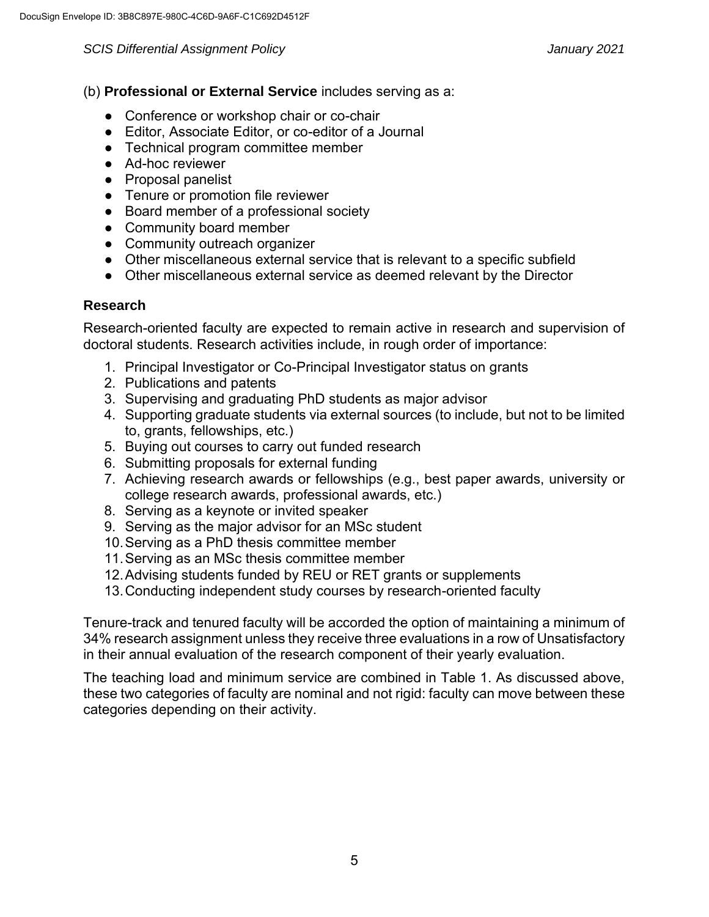(b) **Professional or External Service** includes serving as a:

- Conference or workshop chair or co-chair
- Editor, Associate Editor, or co-editor of a Journal
- Technical program committee member
- Ad-hoc reviewer
- Proposal panelist
- Tenure or promotion file reviewer
- Board member of a professional society
- Community board member
- Community outreach organizer
- Other miscellaneous external service that is relevant to a specific subfield
- Other miscellaneous external service as deemed relevant by the Director

### Research

Research-oriented faculty are expected to remain active in research and supervision of doctoral students. Research activities include, in rough order of importance:

1. Principal Investigator or Co-Principal Investigator status on grants
2. Publications and patents
3. Supervising and graduating PhD students as major advisor
4. Supporting graduate students via external sources (to include, but not to be limited to, grants, fellowships, etc.)
5. Buying out courses to carry out funded research
6. Submitting proposals for external funding
7. Achieving research awards or fellowships (e.g., best paper awards, university or college research awards, professional awards, etc.)
8. Serving as a keynote or invited speaker
9. Serving as the major advisor for an MSc student
10. Serving as a PhD thesis committee member
11. Serving as an MSc thesis committee member
12. Advising students funded by REU or RET grants or supplements
13. Conducting independent study courses by research-oriented faculty

Tenure-track and tenured faculty will be accorded the option of maintaining a minimum of 34% research assignment unless they receive three evaluations in a row of Unsatisfactory in their annual evaluation of the research component of their yearly evaluation.

The teaching load and minimum service are combined in Table 1. As discussed above, these two categories of faculty are nominal and not rigid: faculty can move between these categories depending on their activity.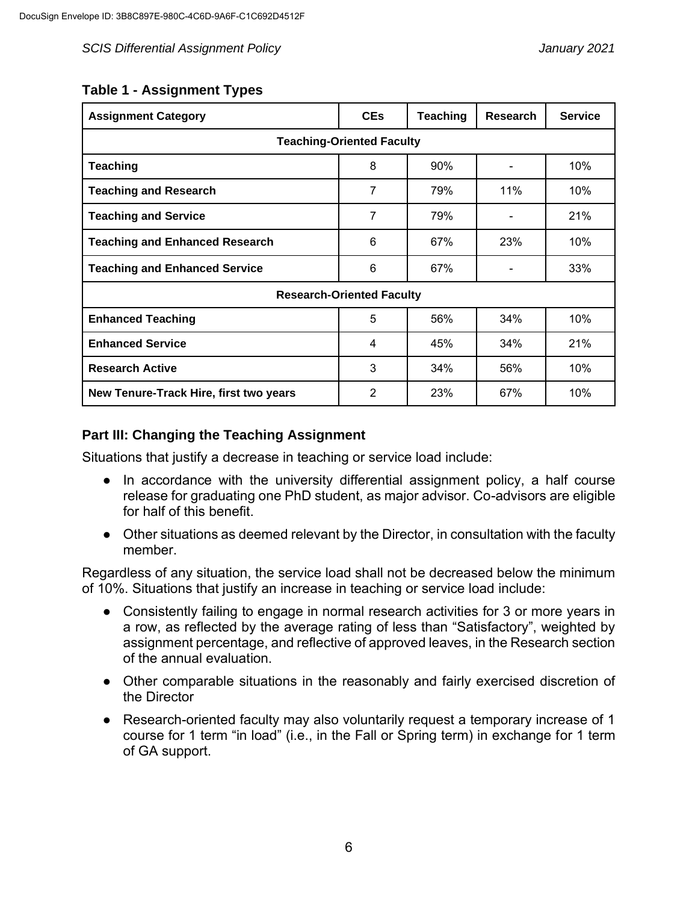**Table 1 - Assignment Types**

| Assignment Category | CEs | Teaching | Research | Service |
|---|---|---|---|---|
| **Teaching-Oriented Faculty** | | | | |
| **Teaching** | 8 | 90% | - | 10% |
| **Teaching and Research** | 7 | 79% | 11% | 10% |
| **Teaching and Service** | 7 | 79% | - | 21% |
| **Teaching and Enhanced Research** | 6 | 67% | 23% | 10% |
| **Teaching and Enhanced Service** | 6 | 67% | - | 33% |
| **Research-Oriented Faculty** | | | | |
| **Enhanced Teaching** | 5 | 56% | 34% | 10% |
| **Enhanced Service** | 4 | 45% | 34% | 21% |
| **Research Active** | 3 | 34% | 56% | 10% |
| **New Tenure-Track Hire, first two years** | 2 | 23% | 67% | 10% |

## Part III: Changing the Teaching Assignment

Situations that justify a decrease in teaching or service load include:

- In accordance with the university differential assignment policy, a half course release for graduating one PhD student, as major advisor. Co-advisors are eligible for half of this benefit.
- Other situations as deemed relevant by the Director, in consultation with the faculty member.

Regardless of any situation, the service load shall not be decreased below the minimum of 10%. Situations that justify an increase in teaching or service load include:

- Consistently failing to engage in normal research activities for 3 or more years in a row, as reflected by the average rating of less than "Satisfactory", weighted by assignment percentage, and reflective of approved leaves, in the Research section of the annual evaluation.
- Other comparable situations in the reasonably and fairly exercised discretion of the Director
- Research-oriented faculty may also voluntarily request a temporary increase of 1 course for 1 term "in load" (i.e., in the Fall or Spring term) in exchange for 1 term of GA support.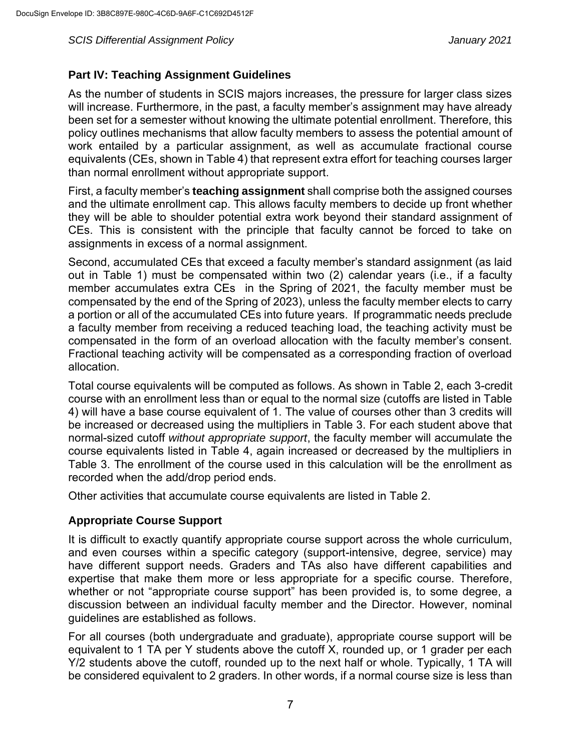## Part IV: Teaching Assignment Guidelines

As the number of students in SCIS majors increases, the pressure for larger class sizes will increase. Furthermore, in the past, a faculty member's assignment may have already been set for a semester without knowing the ultimate potential enrollment. Therefore, this policy outlines mechanisms that allow faculty members to assess the potential amount of work entailed by a particular assignment, as well as accumulate fractional course equivalents (CEs, shown in Table 4) that represent extra effort for teaching courses larger than normal enrollment without appropriate support.

First, a faculty member's **teaching assignment** shall comprise both the assigned courses and the ultimate enrollment cap. This allows faculty members to decide up front whether they will be able to shoulder potential extra work beyond their standard assignment of CEs. This is consistent with the principle that faculty cannot be forced to take on assignments in excess of a normal assignment.

Second, accumulated CEs that exceed a faculty member's standard assignment (as laid out in Table 1) must be compensated within two (2) calendar years (i.e., if a faculty member accumulates extra CEs in the Spring of 2021, the faculty member must be compensated by the end of the Spring of 2023), unless the faculty member elects to carry a portion or all of the accumulated CEs into future years. If programmatic needs preclude a faculty member from receiving a reduced teaching load, the teaching activity must be compensated in the form of an overload allocation with the faculty member's consent. Fractional teaching activity will be compensated as a corresponding fraction of overload allocation.

Total course equivalents will be computed as follows. As shown in Table 2, each 3-credit course with an enrollment less than or equal to the normal size (cutoffs are listed in Table 4) will have a base course equivalent of 1. The value of courses other than 3 credits will be increased or decreased using the multipliers in Table 3. For each student above that normal-sized cutoff *without appropriate support*, the faculty member will accumulate the course equivalents listed in Table 4, again increased or decreased by the multipliers in Table 3. The enrollment of the course used in this calculation will be the enrollment as recorded when the add/drop period ends.

Other activities that accumulate course equivalents are listed in Table 2.

### Appropriate Course Support

It is difficult to exactly quantify appropriate course support across the whole curriculum, and even courses within a specific category (support-intensive, degree, service) may have different support needs. Graders and TAs also have different capabilities and expertise that make them more or less appropriate for a specific course. Therefore, whether or not "appropriate course support" has been provided is, to some degree, a discussion between an individual faculty member and the Director. However, nominal guidelines are established as follows.

For all courses (both undergraduate and graduate), appropriate course support will be equivalent to 1 TA per Y students above the cutoff X, rounded up, or 1 grader per each Y/2 students above the cutoff, rounded up to the next half or whole. Typically, 1 TA will be considered equivalent to 2 graders. In other words, if a normal course size is less than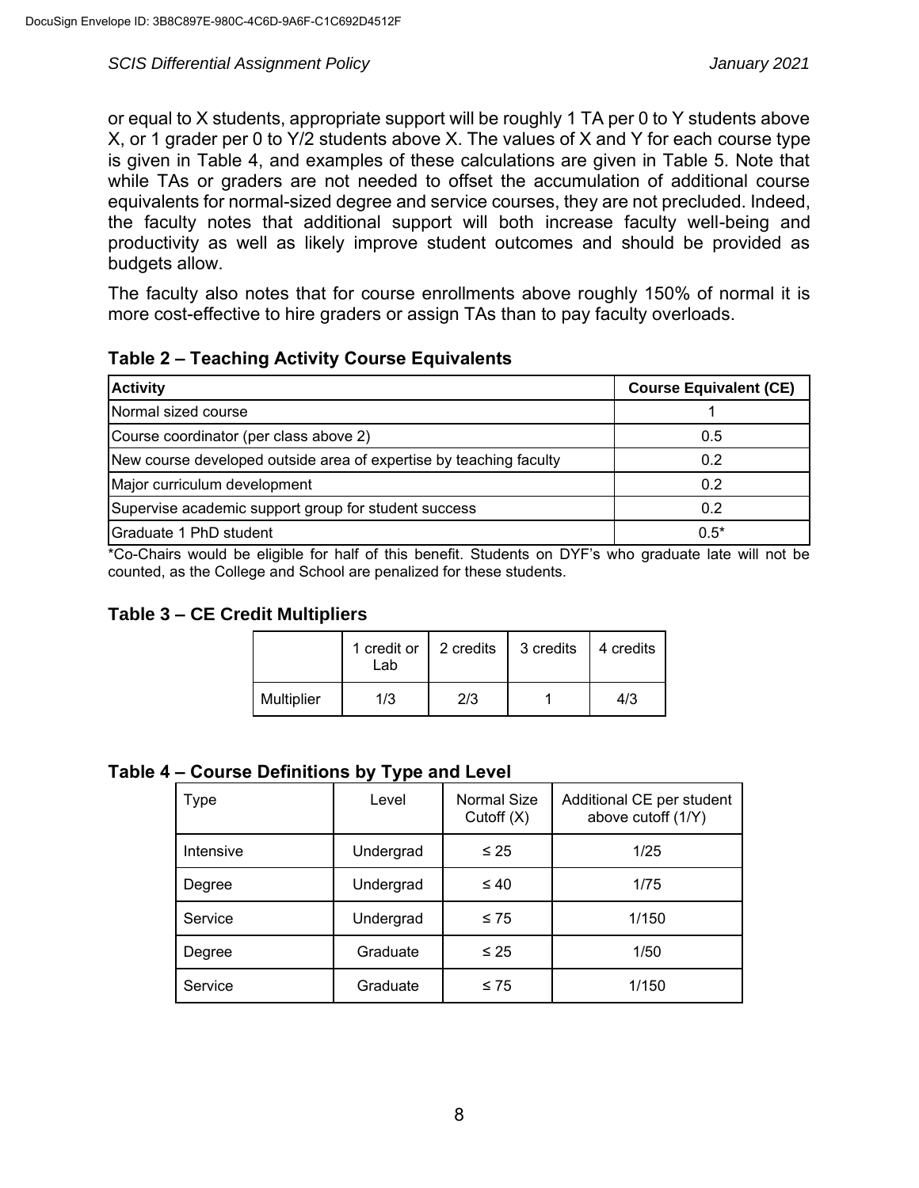or equal to X students, appropriate support will be roughly 1 TA per 0 to Y students above X, or 1 grader per 0 to Y/2 students above X. The values of X and Y for each course type is given in Table 4, and examples of these calculations are given in Table 5. Note that while TAs or graders are not needed to offset the accumulation of additional course equivalents for normal-sized degree and service courses, they are not precluded. Indeed, the faculty notes that additional support will both increase faculty well-being and productivity as well as likely improve student outcomes and should be provided as budgets allow.

The faculty also notes that for course enrollments above roughly 150% of normal it is more cost-effective to hire graders or assign TAs than to pay faculty overloads.

### Table 2 – Teaching Activity Course Equivalents

| Activity | Course Equivalent (CE) |
|---|---|
| Normal sized course | 1 |
| Course coordinator (per class above 2) | 0.5 |
| New course developed outside area of expertise by teaching faculty | 0.2 |
| Major curriculum development | 0.2 |
| Supervise academic support group for student success | 0.2 |
| Graduate 1 PhD student | 0.5* |

*Co-Chairs would be eligible for half of this benefit. Students on DYF's who graduate late will not be counted, as the College and School are penalized for these students.

### Table 3 – CE Credit Multipliers

| | 1 credit or Lab | 2 credits | 3 credits | 4 credits |
|---|---|---|---|---|
| Multiplier | 1/3 | 2/3 | 1 | 4/3 |

### Table 4 – Course Definitions by Type and Level

| Type | Level | Normal Size Cutoff (X) | Additional CE per student above cutoff (1/Y) |
|---|---|---|---|
| Intensive | Undergrad | ≤ 25 | 1/25 |
| Degree | Undergrad | ≤ 40 | 1/75 |
| Service | Undergrad | ≤ 75 | 1/150 |
| Degree | Graduate | ≤ 25 | 1/50 |
| Service | Graduate | ≤ 75 | 1/150 |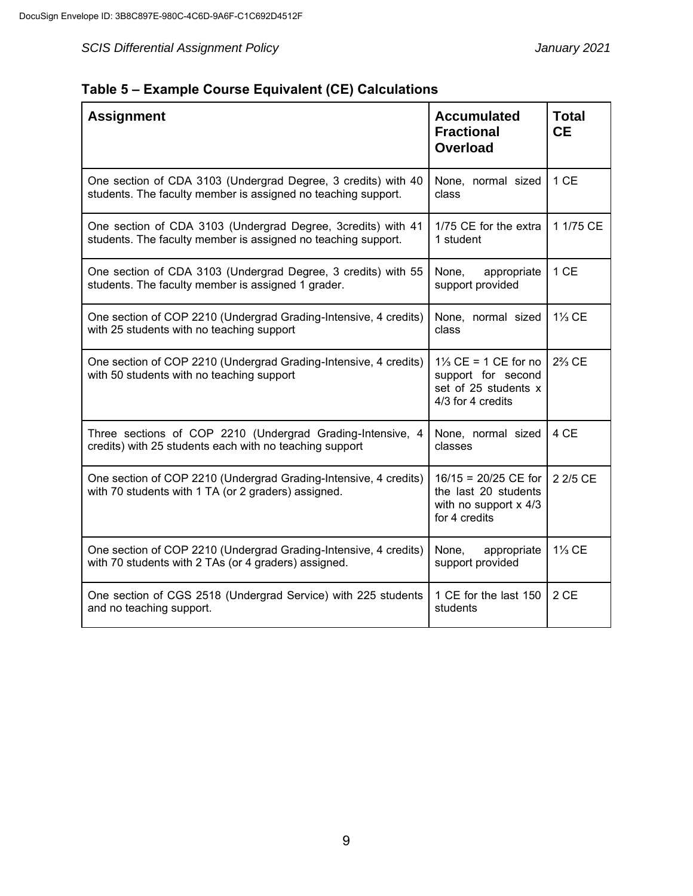### Table 5 – Example Course Equivalent (CE) Calculations

| Assignment | Accumulated Fractional Overload | Total CE |
|---|---|---|
| One section of CDA 3103 (Undergrad Degree, 3 credits) with 40 students. The faculty member is assigned no teaching support. | None, normal sized class | 1 CE |
| One section of CDA 3103 (Undergrad Degree, 3credits) with 41 students. The faculty member is assigned no teaching support. | 1/75 CE for the extra 1 student | 1 1/75 CE |
| One section of CDA 3103 (Undergrad Degree, 3 credits) with 55 students. The faculty member is assigned 1 grader. | None, appropriate support provided | 1 CE |
| One section of COP 2210 (Undergrad Grading-Intensive, 4 credits) with 25 students with no teaching support | None, normal sized class | 1⅓ CE |
| One section of COP 2210 (Undergrad Grading-Intensive, 4 credits) with 50 students with no teaching support | 1⅓ CE = 1 CE for no support for second set of 25 students x 4/3 for 4 credits | 2⅔ CE |
| Three sections of COP 2210 (Undergrad Grading-Intensive, 4 credits) with 25 students each with no teaching support | None, normal sized classes | 4 CE |
| One section of COP 2210 (Undergrad Grading-Intensive, 4 credits) with 70 students with 1 TA (or 2 graders) assigned. | 16/15 = 20/25 CE for the last 20 students with no support x 4/3 for 4 credits | 2 2/5 CE |
| One section of COP 2210 (Undergrad Grading-Intensive, 4 credits) with 70 students with 2 TAs (or 4 graders) assigned. | None, appropriate support provided | 1⅓ CE |
| One section of CGS 2518 (Undergrad Service) with 225 students and no teaching support. | 1 CE for the last 150 students | 2 CE |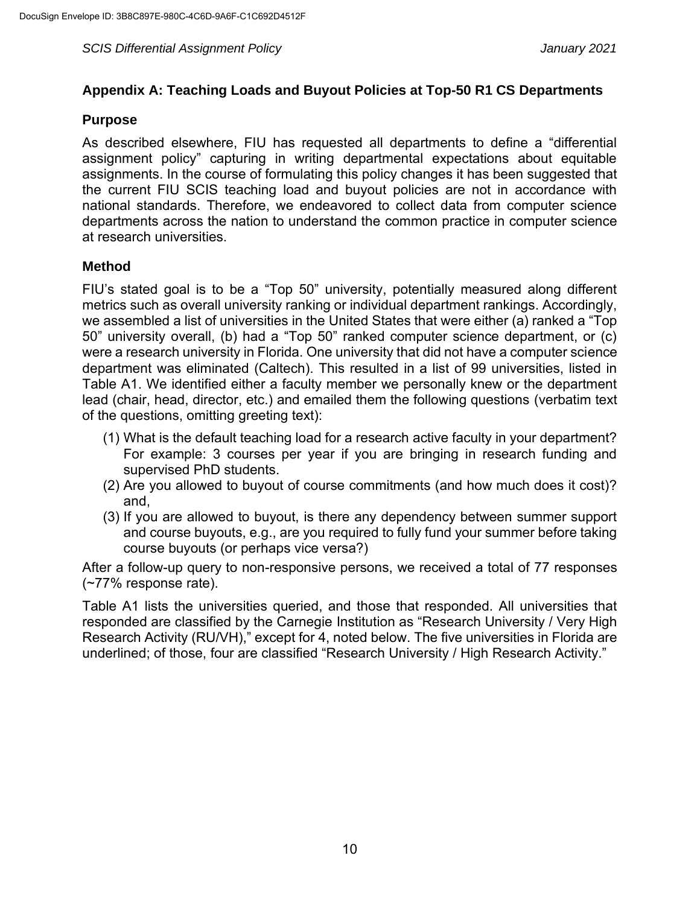## Appendix A: Teaching Loads and Buyout Policies at Top-50 R1 CS Departments

### Purpose

As described elsewhere, FIU has requested all departments to define a "differential assignment policy" capturing in writing departmental expectations about equitable assignments. In the course of formulating this policy changes it has been suggested that the current FIU SCIS teaching load and buyout policies are not in accordance with national standards. Therefore, we endeavored to collect data from computer science departments across the nation to understand the common practice in computer science at research universities.

### Method

FIU's stated goal is to be a "Top 50" university, potentially measured along different metrics such as overall university ranking or individual department rankings. Accordingly, we assembled a list of universities in the United States that were either (a) ranked a "Top 50" university overall, (b) had a "Top 50" ranked computer science department, or (c) were a research university in Florida. One university that did not have a computer science department was eliminated (Caltech). This resulted in a list of 99 universities, listed in Table A1. We identified either a faculty member we personally knew or the department lead (chair, head, director, etc.) and emailed them the following questions (verbatim text of the questions, omitting greeting text):

(1) What is the default teaching load for a research active faculty in your department? For example: 3 courses per year if you are bringing in research funding and supervised PhD students.
(2) Are you allowed to buyout of course commitments (and how much does it cost)? and,
(3) If you are allowed to buyout, is there any dependency between summer support and course buyouts, e.g., are you required to fully fund your summer before taking course buyouts (or perhaps vice versa?)

After a follow-up query to non-responsive persons, we received a total of 77 responses (~77% response rate).

Table A1 lists the universities queried, and those that responded. All universities that responded are classified by the Carnegie Institution as "Research University / Very High Research Activity (RU/VH)," except for 4, noted below. The five universities in Florida are underlined; of those, four are classified "Research University / High Research Activity."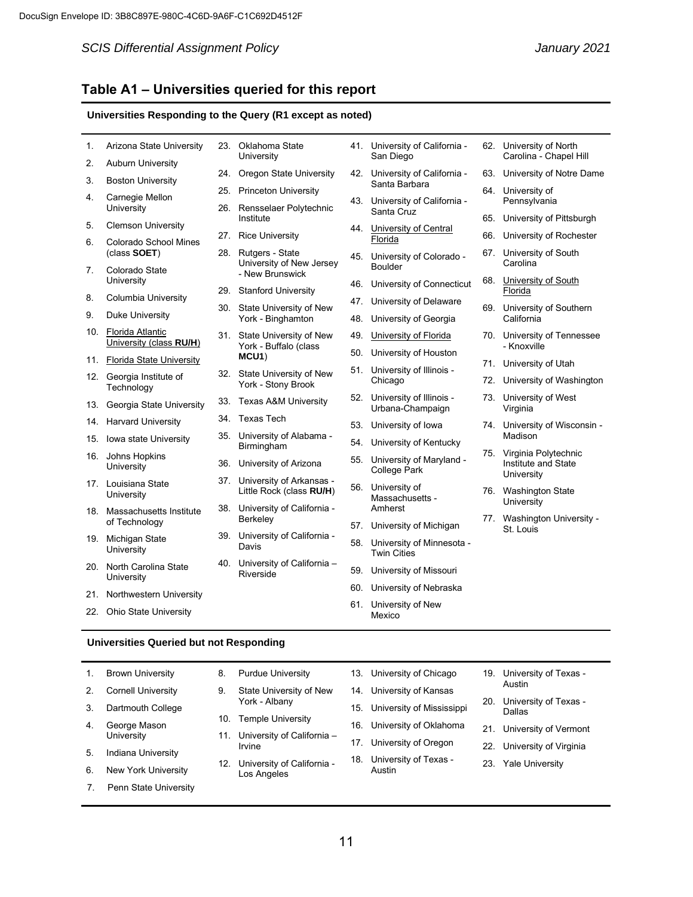## Table A1 – Universities queried for this report

### Universities Responding to the Query (R1 except as noted)

1. Arizona State University
2. Auburn University
3. Boston University
4. Carnegie Mellon University
5. Clemson University
6. Colorado School Mines (class **SOET**)
7. Colorado State University
8. Columbia University
9. Duke University
10. Florida Atlantic University (class **RU/H**)
11. Florida State University
12. Georgia Institute of Technology
13. Georgia State University
14. Harvard University
15. Iowa state University
16. Johns Hopkins University
17. Louisiana State University
18. Massachusetts Institute of Technology
19. Michigan State University
20. North Carolina State University
21. Northwestern University
22. Ohio State University
23. Oklahoma State University
24. Oregon State University
25. Princeton University
26. Rensselaer Polytechnic Institute
27. Rice University
28. Rutgers - State University of New Jersey - New Brunswick
29. Stanford University
30. State University of New York - Binghamton
31. State University of New York - Buffalo (class **MCU1**)
32. State University of New York - Stony Brook
33. Texas A&M University
34. Texas Tech
35. University of Alabama - Birmingham
36. University of Arizona
37. University of Arkansas - Little Rock (class **RU/H**)
38. University of California - Berkeley
39. University of California - Davis
40. University of California – Riverside
41. University of California - San Diego
42. University of California - Santa Barbara
43. University of California - Santa Cruz
44. University of Central Florida
45. University of Colorado - Boulder
46. University of Connecticut
47. University of Delaware
48. University of Georgia
49. University of Florida
50. University of Houston
51. University of Illinois - Chicago
52. University of Illinois - Urbana-Champaign
53. University of Iowa
54. University of Kentucky
55. University of Maryland - College Park
56. University of Massachusetts - Amherst
57. University of Michigan
58. University of Minnesota - Twin Cities
59. University of Missouri
60. University of Nebraska
61. University of New Mexico
62. University of North Carolina - Chapel Hill
63. University of Notre Dame
64. University of Pennsylvania
65. University of Pittsburgh
66. University of Rochester
67. University of South Carolina
68. University of South Florida
69. University of Southern California
70. University of Tennessee - Knoxville
71. University of Utah
72. University of Washington
73. University of West Virginia
74. University of Wisconsin - Madison
75. Virginia Polytechnic Institute and State University
76. Washington State University
77. Washington University - St. Louis

### Universities Queried but not Responding

1. Brown University
2. Cornell University
3. Dartmouth College
4. George Mason University
5. Indiana University
6. New York University
7. Penn State University
8. Purdue University
9. State University of New York - Albany
10. Temple University
11. University of California – Irvine
12. University of California - Los Angeles
13. University of Chicago
14. University of Kansas
15. University of Mississippi
16. University of Oklahoma
17. University of Oregon
18. University of Texas - Austin
19. University of Texas - Austin
20. University of Texas - Dallas
21. University of Vermont
22. University of Virginia
23. Yale University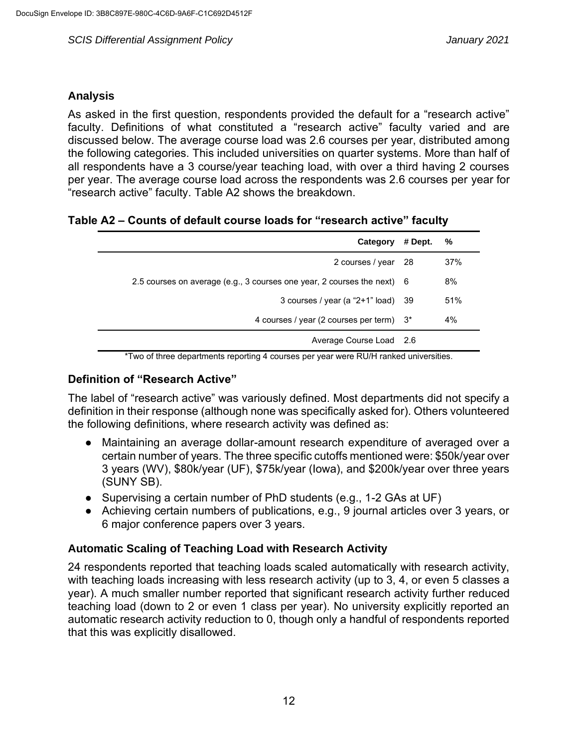## Analysis

As asked in the first question, respondents provided the default for a "research active" faculty. Definitions of what constituted a "research active" faculty varied and are discussed below. The average course load was 2.6 courses per year, distributed among the following categories. This included universities on quarter systems. More than half of all respondents have a 3 course/year teaching load, with over a third having 2 courses per year. The average course load across the respondents was 2.6 courses per year for "research active" faculty. Table A2 shows the breakdown.

**Table A2 – Counts of default course loads for "research active" faculty**

| Category | # Dept. | % |
|---:|---|---|
| 2 courses / year | 28 | 37% |
| 2.5 courses on average (e.g., 3 courses one year, 2 courses the next) | 6 | 8% |
| 3 courses / year (a "2+1" load) | 39 | 51% |
| 4 courses / year (2 courses per term) | 3* | 4% |
| Average Course Load | 2.6 | |

*Two of three departments reporting 4 courses per year were RU/H ranked universities.

### Definition of "Research Active"

The label of "research active" was variously defined. Most departments did not specify a definition in their response (although none was specifically asked for). Others volunteered the following definitions, where research activity was defined as:

- Maintaining an average dollar-amount research expenditure of averaged over a certain number of years. The three specific cutoffs mentioned were: $50k/year over 3 years (WV), $80k/year (UF), $75k/year (Iowa), and $200k/year over three years (SUNY SB).
- Supervising a certain number of PhD students (e.g., 1-2 GAs at UF)
- Achieving certain numbers of publications, e.g., 9 journal articles over 3 years, or 6 major conference papers over 3 years.

### Automatic Scaling of Teaching Load with Research Activity

24 respondents reported that teaching loads scaled automatically with research activity, with teaching loads increasing with less research activity (up to 3, 4, or even 5 classes a year). A much smaller number reported that significant research activity further reduced teaching load (down to 2 or even 1 class per year). No university explicitly reported an automatic research activity reduction to 0, though only a handful of respondents reported that this was explicitly disallowed.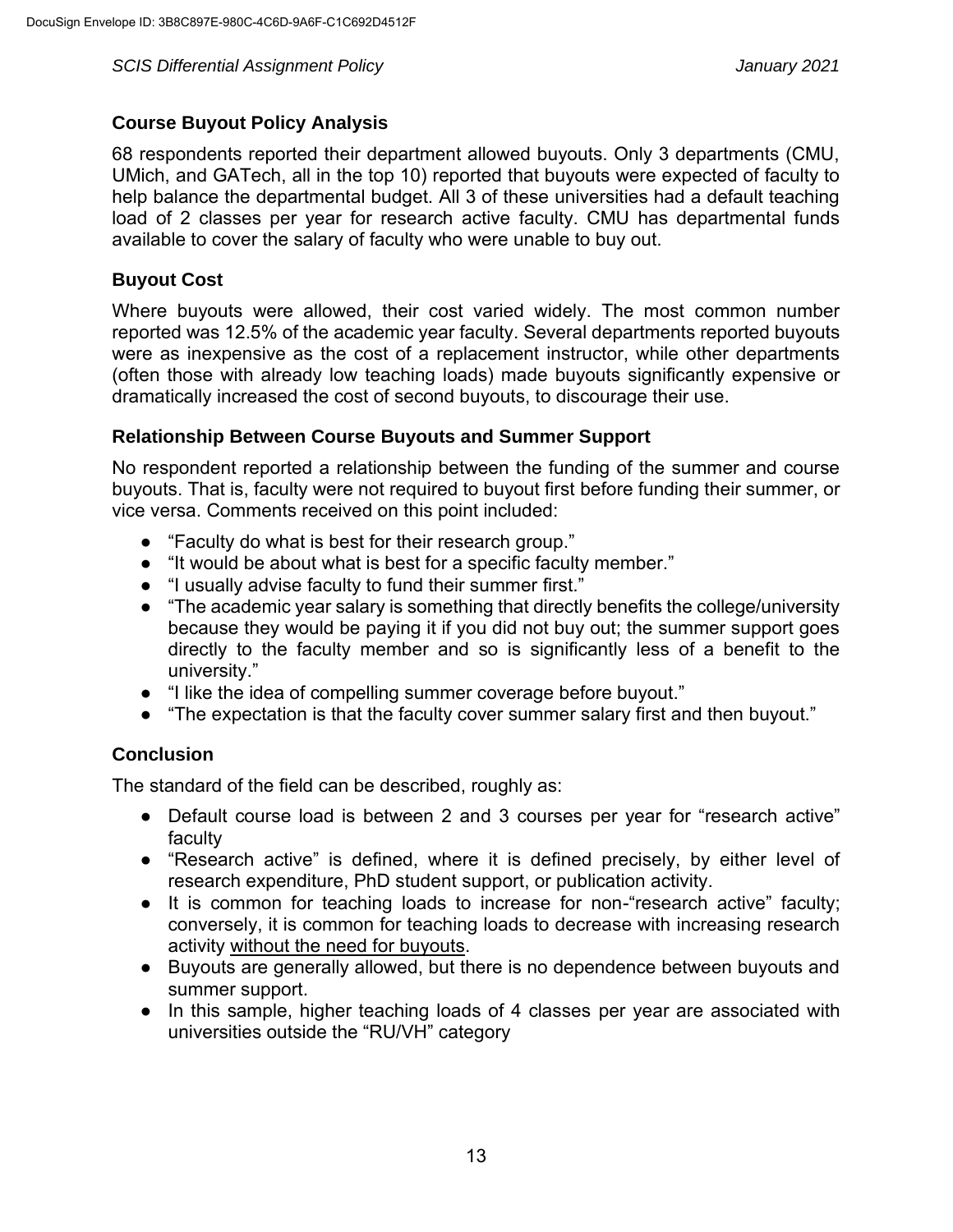## Course Buyout Policy Analysis

68 respondents reported their department allowed buyouts. Only 3 departments (CMU, UMich, and GATech, all in the top 10) reported that buyouts were expected of faculty to help balance the departmental budget. All 3 of these universities had a default teaching load of 2 classes per year for research active faculty. CMU has departmental funds available to cover the salary of faculty who were unable to buy out.

## Buyout Cost

Where buyouts were allowed, their cost varied widely. The most common number reported was 12.5% of the academic year faculty. Several departments reported buyouts were as inexpensive as the cost of a replacement instructor, while other departments (often those with already low teaching loads) made buyouts significantly expensive or dramatically increased the cost of second buyouts, to discourage their use.

### Relationship Between Course Buyouts and Summer Support

No respondent reported a relationship between the funding of the summer and course buyouts. That is, faculty were not required to buyout first before funding their summer, or vice versa. Comments received on this point included:

- "Faculty do what is best for their research group."
- "It would be about what is best for a specific faculty member."
- "I usually advise faculty to fund their summer first."
- "The academic year salary is something that directly benefits the college/university because they would be paying it if you did not buy out; the summer support goes directly to the faculty member and so is significantly less of a benefit to the university."
- "I like the idea of compelling summer coverage before buyout."
- "The expectation is that the faculty cover summer salary first and then buyout."

## Conclusion

The standard of the field can be described, roughly as:

- Default course load is between 2 and 3 courses per year for "research active" faculty
- "Research active" is defined, where it is defined precisely, by either level of research expenditure, PhD student support, or publication activity.
- It is common for teaching loads to increase for non-"research active" faculty; conversely, it is common for teaching loads to decrease with increasing research activity <u>without the need for buyouts</u>.
- Buyouts are generally allowed, but there is no dependence between buyouts and summer support.
- In this sample, higher teaching loads of 4 classes per year are associated with universities outside the "RU/VH" category